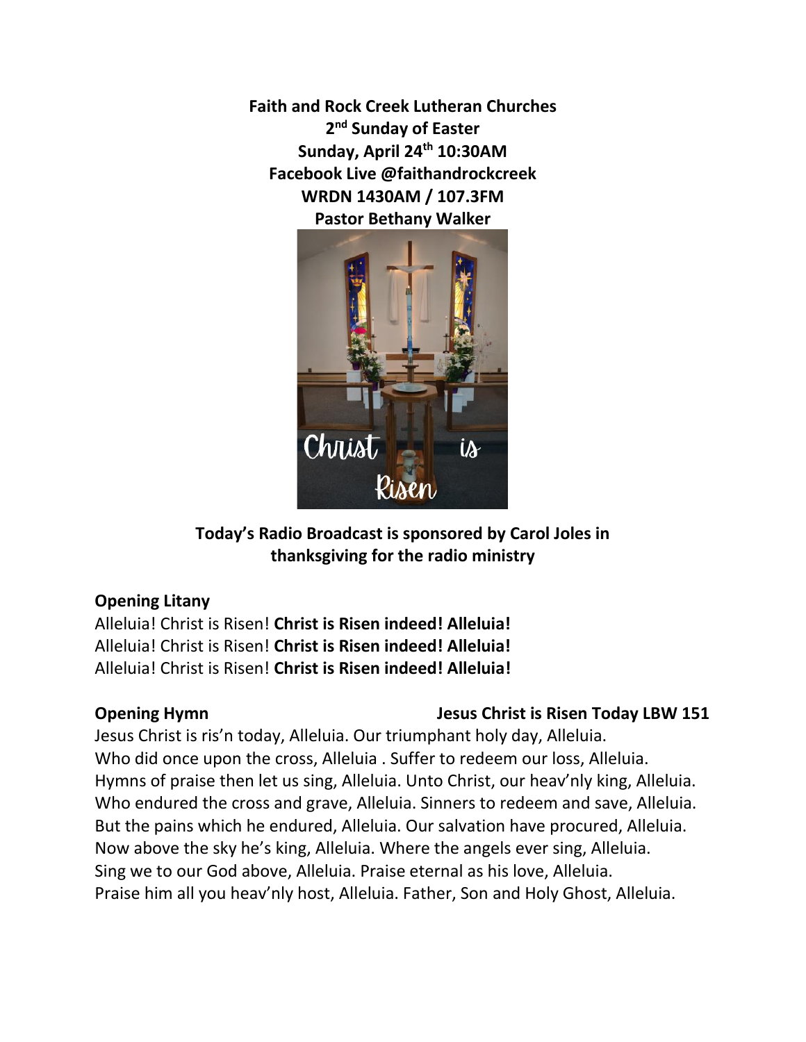**Faith and Rock Creek Lutheran Churches**
**2nd Sunday of Easter**
**Sunday, April 24th 10:30AM**
**Facebook Live @faithandrockcreek**
**WRDN 1430AM / 107.3FM**
**Pastor Bethany Walker**

**Today's Radio Broadcast is sponsored by Carol Joles in thanksgiving for the radio ministry**

**Opening Litany**

Alleluia! Christ is Risen! **Christ is Risen indeed! Alleluia!**
Alleluia! Christ is Risen! **Christ is Risen indeed! Alleluia!**
Alleluia! Christ is Risen! **Christ is Risen indeed! Alleluia!**

**Opening Hymn** **Jesus Christ is Risen Today LBW 151**

Jesus Christ is ris'n today, Alleluia. Our triumphant holy day, Alleluia.
Who did once upon the cross, Alleluia . Suffer to redeem our loss, Alleluia.
Hymns of praise then let us sing, Alleluia. Unto Christ, our heav'nly king, Alleluia.
Who endured the cross and grave, Alleluia. Sinners to redeem and save, Alleluia.
But the pains which he endured, Alleluia. Our salvation have procured, Alleluia.
Now above the sky he's king, Alleluia. Where the angels ever sing, Alleluia.
Sing we to our God above, Alleluia. Praise eternal as his love, Alleluia.
Praise him all you heav'nly host, Alleluia. Father, Son and Holy Ghost, Alleluia.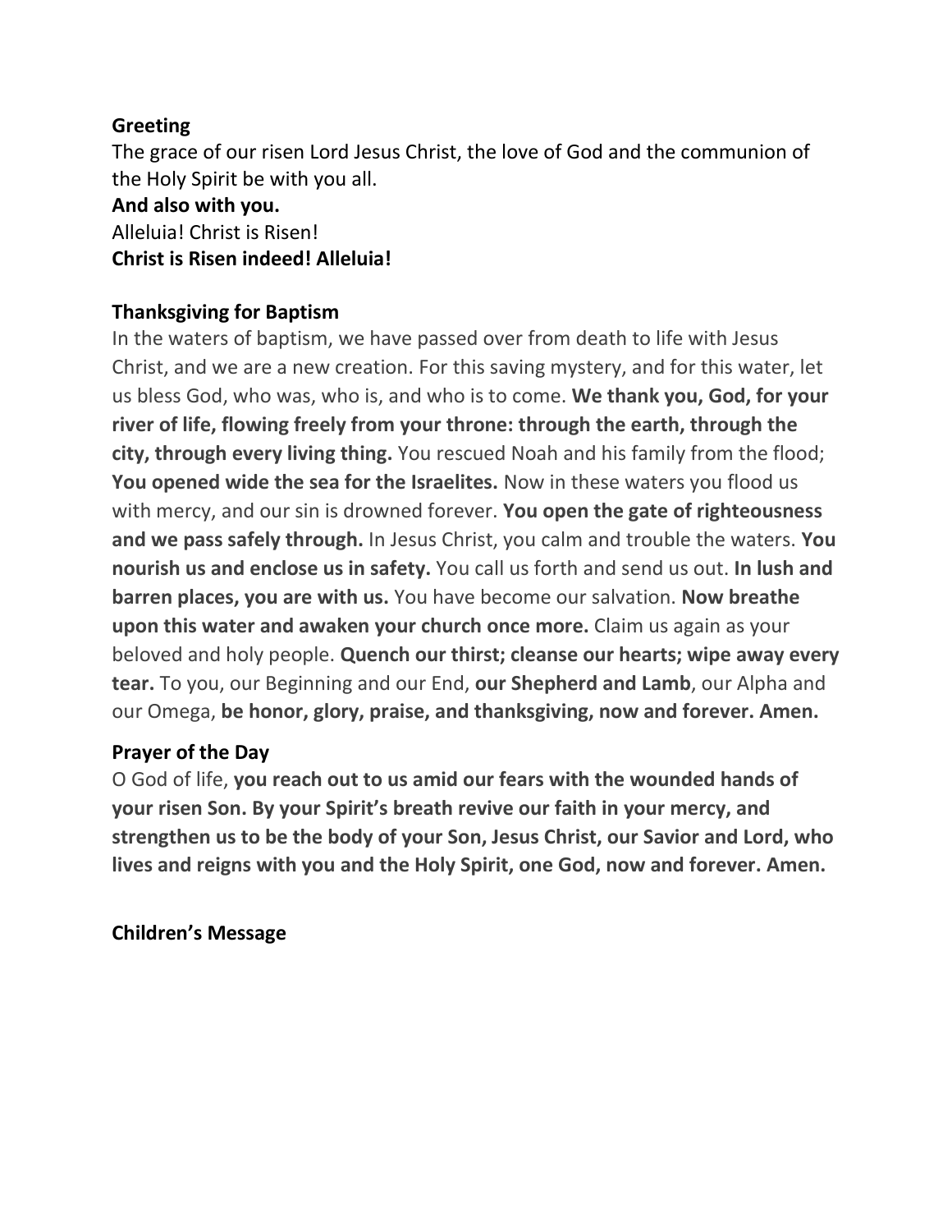**Greeting**

The grace of our risen Lord Jesus Christ, the love of God and the communion of the Holy Spirit be with you all.

**And also with you.**

Alleluia! Christ is Risen!

**Christ is Risen indeed! Alleluia!**

**Thanksgiving for Baptism**

In the waters of baptism, we have passed over from death to life with Jesus Christ, and we are a new creation. For this saving mystery, and for this water, let us bless God, who was, who is, and who is to come. **We thank you, God, for your river of life, flowing freely from your throne: through the earth, through the city, through every living thing.** You rescued Noah and his family from the flood; **You opened wide the sea for the Israelites.** Now in these waters you flood us with mercy, and our sin is drowned forever. **You open the gate of righteousness and we pass safely through.** In Jesus Christ, you calm and trouble the waters. **You nourish us and enclose us in safety.** You call us forth and send us out. **In lush and barren places, you are with us.** You have become our salvation. **Now breathe upon this water and awaken your church once more.** Claim us again as your beloved and holy people. **Quench our thirst; cleanse our hearts; wipe away every tear.** To you, our Beginning and our End, **our Shepherd and Lamb**, our Alpha and our Omega, **be honor, glory, praise, and thanksgiving, now and forever. Amen.**

**Prayer of the Day**

O God of life, **you reach out to us amid our fears with the wounded hands of your risen Son. By your Spirit's breath revive our faith in your mercy, and strengthen us to be the body of your Son, Jesus Christ, our Savior and Lord, who lives and reigns with you and the Holy Spirit, one God, now and forever. Amen.**

**Children's Message**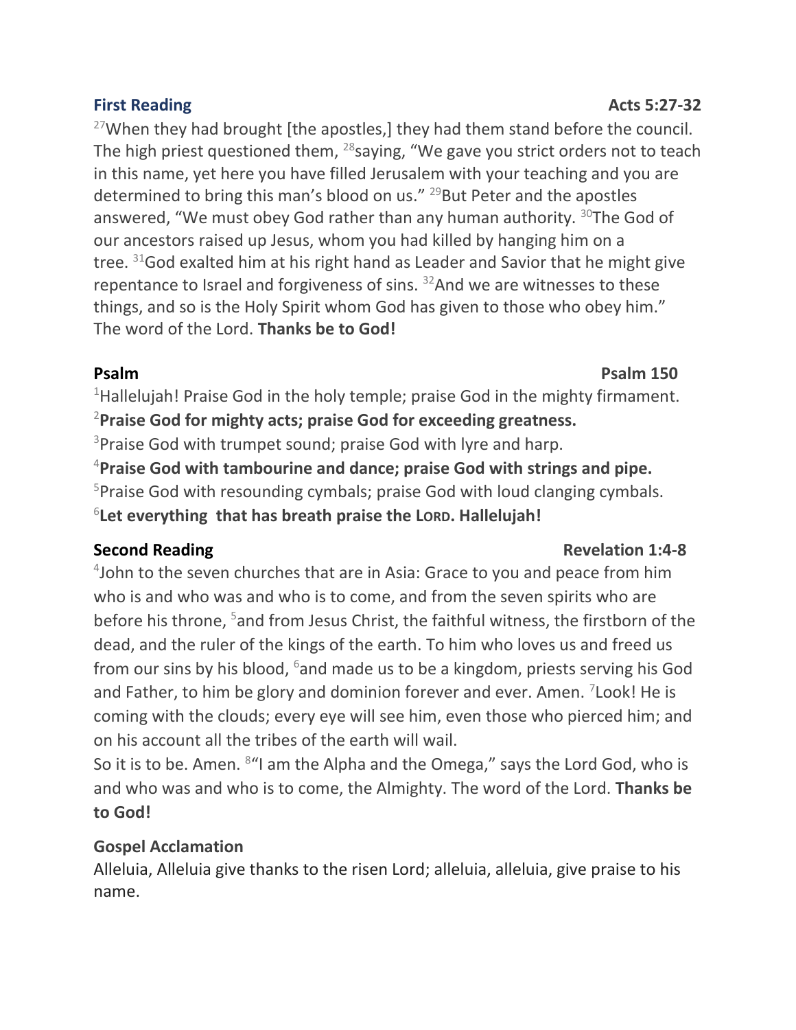**First Reading** **Acts 5:27-32**

[27]When they had brought [the apostles,] they had them stand before the council. The high priest questioned them, [28]saying, "We gave you strict orders not to teach in this name, yet here you have filled Jerusalem with your teaching and you are determined to bring this man's blood on us." [29]But Peter and the apostles answered, "We must obey God rather than any human authority. [30]The God of our ancestors raised up Jesus, whom you had killed by hanging him on a tree. [31]God exalted him at his right hand as Leader and Savior that he might give repentance to Israel and forgiveness of sins. [32]And we are witnesses to these things, and so is the Holy Spirit whom God has given to those who obey him." The word of the Lord. **Thanks be to God!**

**Psalm** **Psalm 150**

[1]Hallelujah! Praise God in the holy temple; praise God in the mighty firmament.
[2]**Praise God for mighty acts; praise God for exceeding greatness.**
[3]Praise God with trumpet sound; praise God with lyre and harp.
[4]**Praise God with tambourine and dance; praise God with strings and pipe.**
[5]Praise God with resounding cymbals; praise God with loud clanging cymbals.
[6]**Let everything that has breath praise the LORD. Hallelujah!**

**Second Reading** **Revelation 1:4-8**

[4]John to the seven churches that are in Asia: Grace to you and peace from him who is and who was and who is to come, and from the seven spirits who are before his throne, [5]and from Jesus Christ, the faithful witness, the firstborn of the dead, and the ruler of the kings of the earth. To him who loves us and freed us from our sins by his blood, [6]and made us to be a kingdom, priests serving his God and Father, to him be glory and dominion forever and ever. Amen. [7]Look! He is coming with the clouds; every eye will see him, even those who pierced him; and on his account all the tribes of the earth will wail.
So it is to be. Amen. [8]"I am the Alpha and the Omega," says the Lord God, who is and who was and who is to come, the Almighty. The word of the Lord. **Thanks be to God!**

**Gospel Acclamation**

Alleluia, Alleluia give thanks to the risen Lord; alleluia, alleluia, give praise to his name.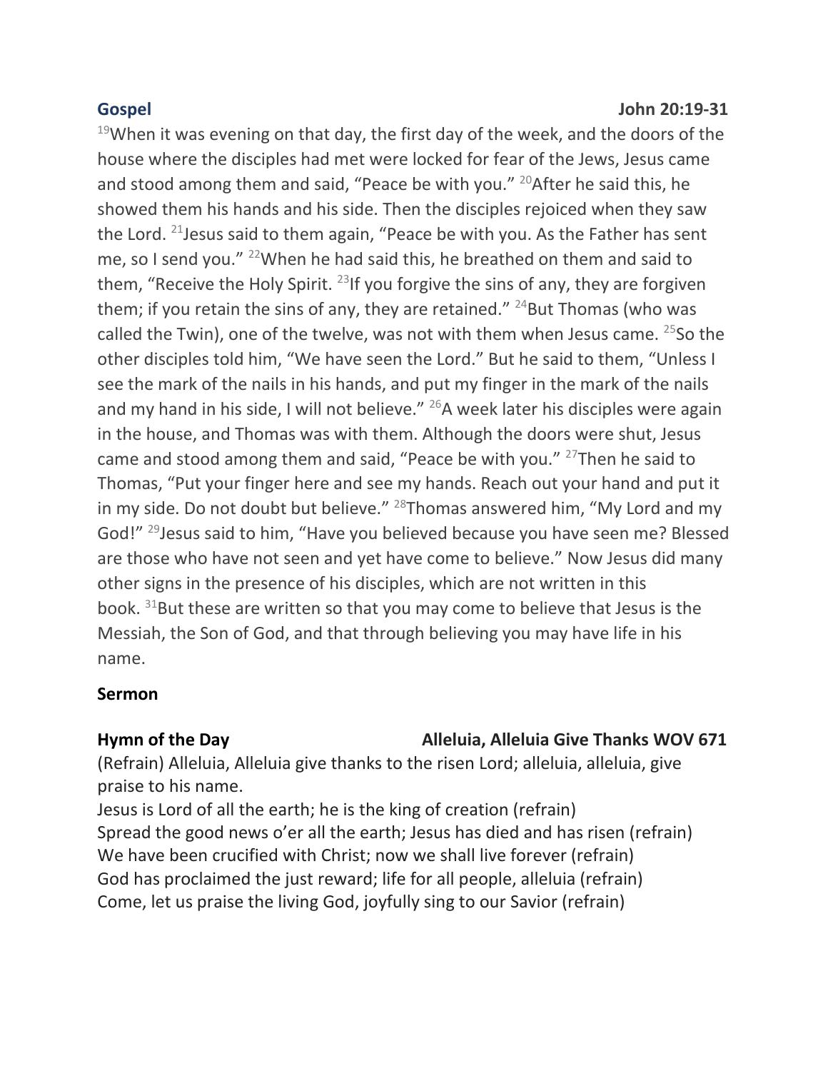**Gospel** **John 20:19-31**

[19]When it was evening on that day, the first day of the week, and the doors of the house where the disciples had met were locked for fear of the Jews, Jesus came and stood among them and said, "Peace be with you." [20]After he said this, he showed them his hands and his side. Then the disciples rejoiced when they saw the Lord. [21]Jesus said to them again, "Peace be with you. As the Father has sent me, so I send you." [22]When he had said this, he breathed on them and said to them, "Receive the Holy Spirit. [23]If you forgive the sins of any, they are forgiven them; if you retain the sins of any, they are retained." [24]But Thomas (who was called the Twin), one of the twelve, was not with them when Jesus came. [25]So the other disciples told him, "We have seen the Lord." But he said to them, "Unless I see the mark of the nails in his hands, and put my finger in the mark of the nails and my hand in his side, I will not believe." [26]A week later his disciples were again in the house, and Thomas was with them. Although the doors were shut, Jesus came and stood among them and said, "Peace be with you." [27]Then he said to Thomas, "Put your finger here and see my hands. Reach out your hand and put it in my side. Do not doubt but believe." [28]Thomas answered him, "My Lord and my God!" [29]Jesus said to him, "Have you believed because you have seen me? Blessed are those who have not seen and yet have come to believe." Now Jesus did many other signs in the presence of his disciples, which are not written in this book. [31]But these are written so that you may come to believe that Jesus is the Messiah, the Son of God, and that through believing you may have life in his name.

**Sermon**

**Hymn of the Day** **Alleluia, Alleluia Give Thanks WOV 671**

(Refrain) Alleluia, Alleluia give thanks to the risen Lord; alleluia, alleluia, give praise to his name.
Jesus is Lord of all the earth; he is the king of creation (refrain)
Spread the good news o'er all the earth; Jesus has died and has risen (refrain)
We have been crucified with Christ; now we shall live forever (refrain)
God has proclaimed the just reward; life for all people, alleluia (refrain)
Come, let us praise the living God, joyfully sing to our Savior (refrain)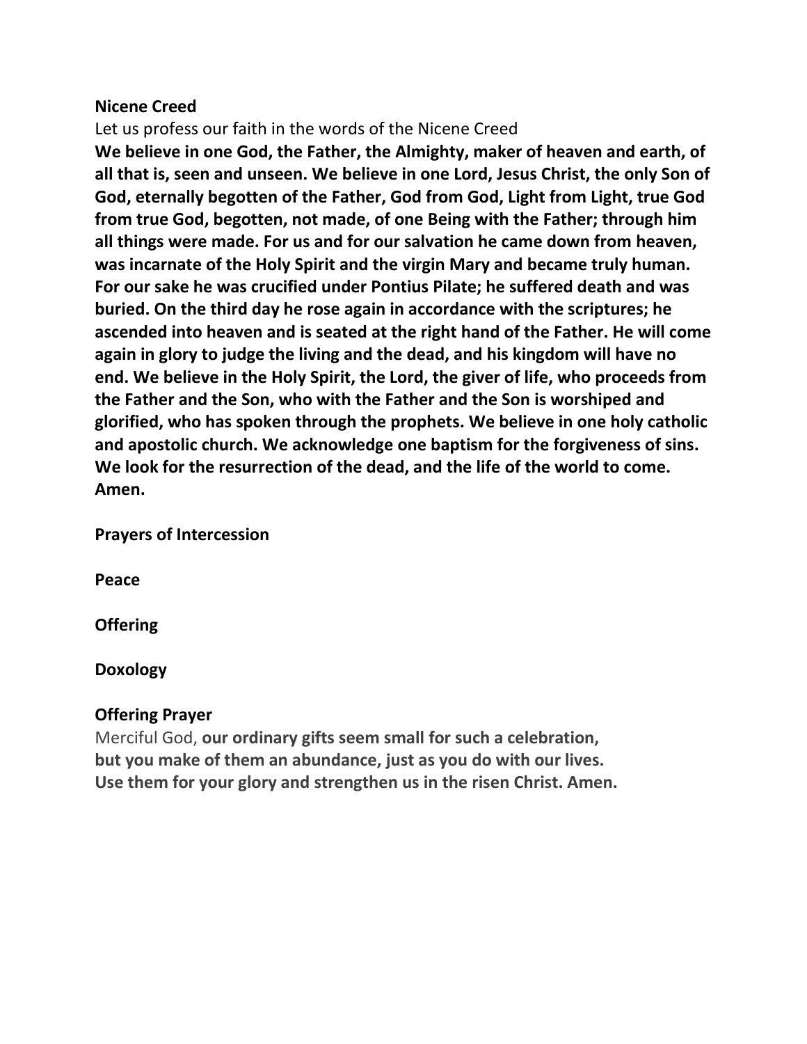**Nicene Creed**

Let us profess our faith in the words of the Nicene Creed

**We believe in one God, the Father, the Almighty, maker of heaven and earth, of all that is, seen and unseen. We believe in one Lord, Jesus Christ, the only Son of God, eternally begotten of the Father, God from God, Light from Light, true God from true God, begotten, not made, of one Being with the Father; through him all things were made. For us and for our salvation he came down from heaven, was incarnate of the Holy Spirit and the virgin Mary and became truly human. For our sake he was crucified under Pontius Pilate; he suffered death and was buried. On the third day he rose again in accordance with the scriptures; he ascended into heaven and is seated at the right hand of the Father. He will come again in glory to judge the living and the dead, and his kingdom will have no end. We believe in the Holy Spirit, the Lord, the giver of life, who proceeds from the Father and the Son, who with the Father and the Son is worshiped and glorified, who has spoken through the prophets. We believe in one holy catholic and apostolic church. We acknowledge one baptism for the forgiveness of sins. We look for the resurrection of the dead, and the life of the world to come. Amen.**

**Prayers of Intercession**

**Peace**

**Offering**

**Doxology**

**Offering Prayer**

Merciful God, **our ordinary gifts seem small for such a celebration,
but you make of them an abundance, just as you do with our lives.
Use them for your glory and strengthen us in the risen Christ. Amen.**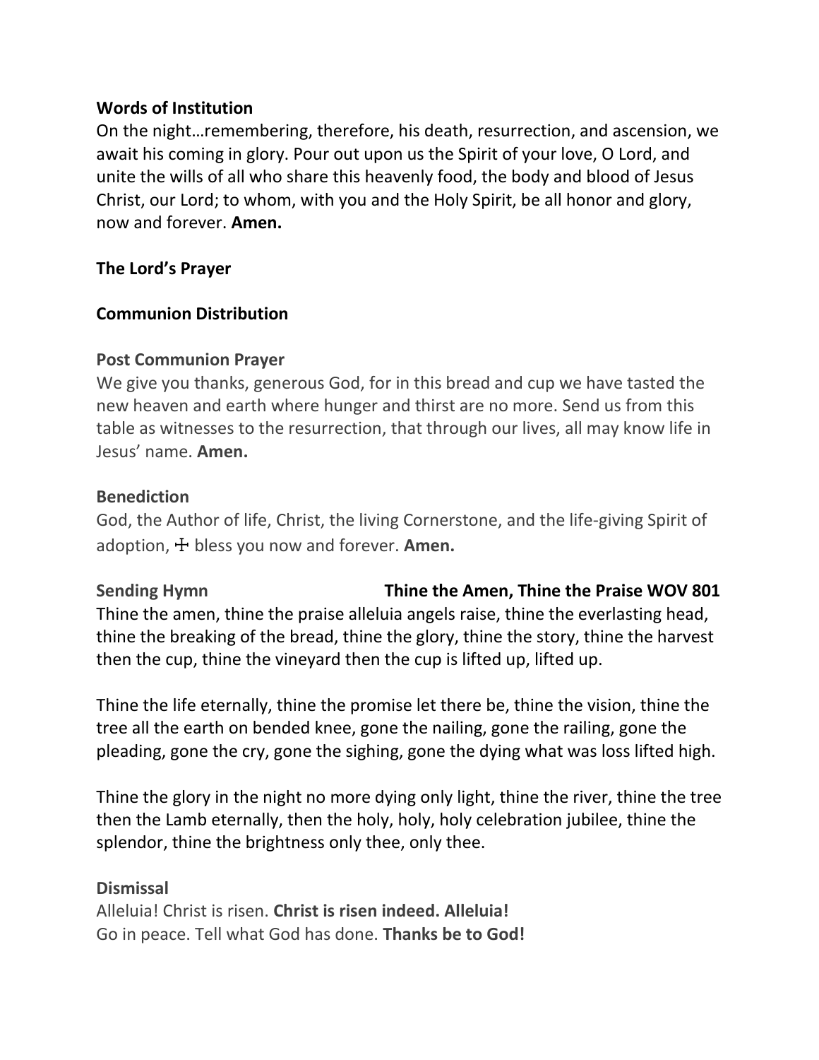**Words of Institution**

On the night…remembering, therefore, his death, resurrection, and ascension, we await his coming in glory. Pour out upon us the Spirit of your love, O Lord, and unite the wills of all who share this heavenly food, the body and blood of Jesus Christ, our Lord; to whom, with you and the Holy Spirit, be all honor and glory, now and forever. **Amen.**

**The Lord's Prayer**

**Communion Distribution**

**Post Communion Prayer**

We give you thanks, generous God, for in this bread and cup we have tasted the new heaven and earth where hunger and thirst are no more. Send us from this table as witnesses to the resurrection, that through our lives, all may know life in Jesus' name. **Amen.**

**Benediction**

God, the Author of life, Christ, the living Cornerstone, and the life-giving Spirit of adoption, ☩ bless you now and forever. **Amen.**

**Sending Hymn** **Thine the Amen, Thine the Praise WOV 801**

Thine the amen, thine the praise alleluia angels raise, thine the everlasting head, thine the breaking of the bread, thine the glory, thine the story, thine the harvest then the cup, thine the vineyard then the cup is lifted up, lifted up.

Thine the life eternally, thine the promise let there be, thine the vision, thine the tree all the earth on bended knee, gone the nailing, gone the railing, gone the pleading, gone the cry, gone the sighing, gone the dying what was loss lifted high.

Thine the glory in the night no more dying only light, thine the river, thine the tree then the Lamb eternally, then the holy, holy, holy celebration jubilee, thine the splendor, thine the brightness only thee, only thee.

**Dismissal**

Alleluia! Christ is risen. **Christ is risen indeed. Alleluia!**

Go in peace. Tell what God has done. **Thanks be to God!**